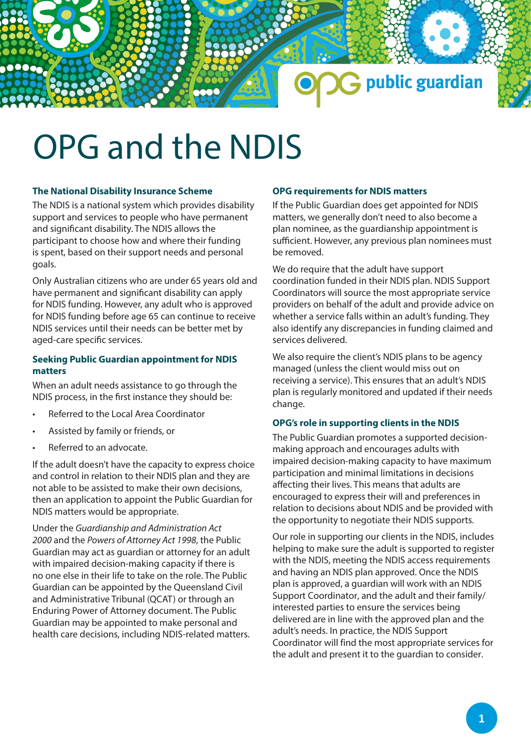# OPG and the NDIS

### The National Disability Insurance Scheme

The NDIS is a national system which provides disability support and services to people who have permanent and significant disability. The NDIS allows the participant to choose how and where their funding is spent, based on their support needs and personal goals.

Only Australian citizens who are under 65 years old and have permanent and significant disability can apply for NDIS funding. However, any adult who is approved for NDIS funding before age 65 can continue to receive NDIS services until their needs can be better met by aged-care specific services.

### Seeking Public Guardian appointment for NDIS matters

When an adult needs assistance to go through the NDIS process, in the first instance they should be:

- Referred to the Local Area Coordinator
- Assisted by family or friends, or
- Referred to an advocate.

If the adult doesn't have the capacity to express choice and control in relation to their NDIS plan and they are not able to be assisted to make their own decisions, then an application to appoint the Public Guardian for NDIS matters would be appropriate.

Under the *Guardianship and Administration Act 2000* and the *Powers of Attorney Act 1998*, the Public Guardian may act as guardian or attorney for an adult with impaired decision-making capacity if there is no one else in their life to take on the role. The Public Guardian can be appointed by the Queensland Civil and Administrative Tribunal (QCAT) or through an Enduring Power of Attorney document. The Public Guardian may be appointed to make personal and health care decisions, including NDIS-related matters.

### OPG requirements for NDIS matters

If the Public Guardian does get appointed for NDIS matters, we generally don't need to also become a plan nominee, as the guardianship appointment is sufficient. However, any previous plan nominees must be removed.

We do require that the adult have support coordination funded in their NDIS plan. NDIS Support Coordinators will source the most appropriate service providers on behalf of the adult and provide advice on whether a service falls within an adult's funding. They also identify any discrepancies in funding claimed and services delivered.

We also require the client's NDIS plans to be agency managed (unless the client would miss out on receiving a service). This ensures that an adult's NDIS plan is regularly monitored and updated if their needs change.

### OPG's role in supporting clients in the NDIS

The Public Guardian promotes a supported decision-making approach and encourages adults with impaired decision-making capacity to have maximum participation and minimal limitations in decisions affecting their lives. This means that adults are encouraged to express their will and preferences in relation to decisions about NDIS and be provided with the opportunity to negotiate their NDIS supports.

Our role in supporting our clients in the NDIS, includes helping to make sure the adult is supported to register with the NDIS, meeting the NDIS access requirements and having an NDIS plan approved. Once the NDIS plan is approved, a guardian will work with an NDIS Support Coordinator, and the adult and their family/interested parties to ensure the services being delivered are in line with the approved plan and the adult's needs. In practice, the NDIS Support Coordinator will find the most appropriate services for the adult and present it to the guardian to consider.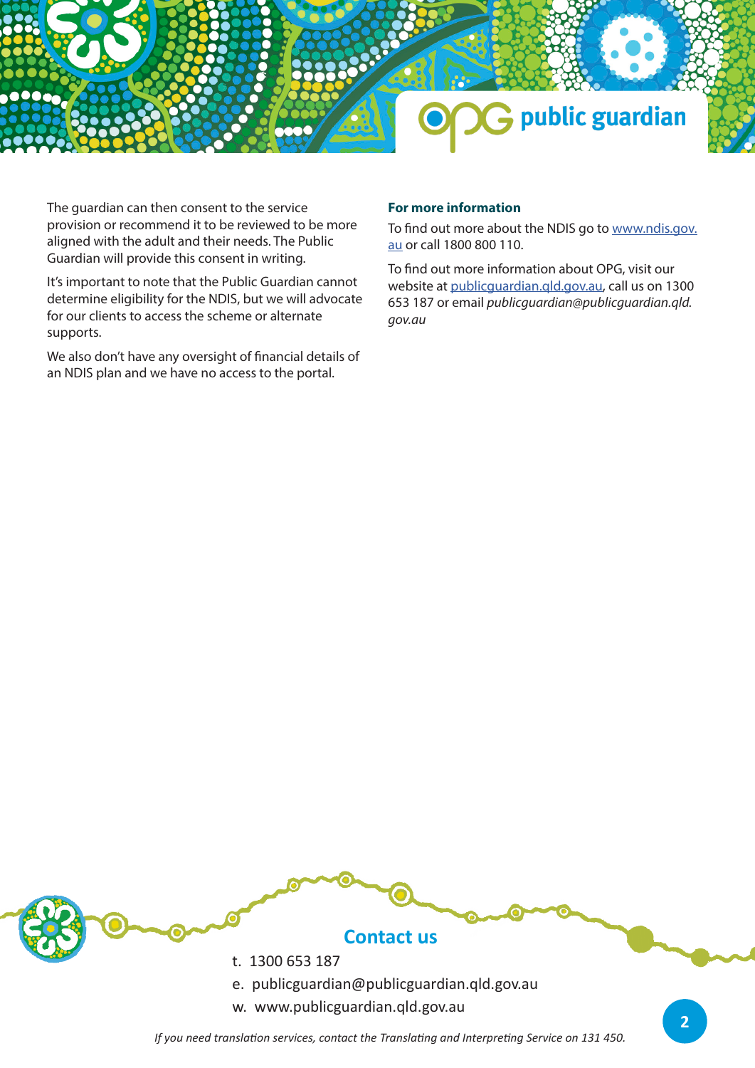The guardian can then consent to the service provision or recommend it to be reviewed to be more aligned with the adult and their needs. The Public Guardian will provide this consent in writing.

It's important to note that the Public Guardian cannot determine eligibility for the NDIS, but we will advocate for our clients to access the scheme or alternate supports.

We also don't have any oversight of financial details of an NDIS plan and we have no access to the portal.

**For more information**

To find out more about the NDIS go to [www.ndis.gov.au](http://www.ndis.gov.au) or call 1800 800 110.

To find out more information about OPG, visit our website at [publicguardian.qld.gov.au](http://publicguardian.qld.gov.au), call us on 1300 653 187 or email *publicguardian@publicguardian.qld.gov.au*

## Contact us

t. 1300 653 187

e. publicguardian@publicguardian.qld.gov.au

w. www.publicguardian.qld.gov.au

*If you need translation services, contact the Translating and Interpreting Service on 131 450.*